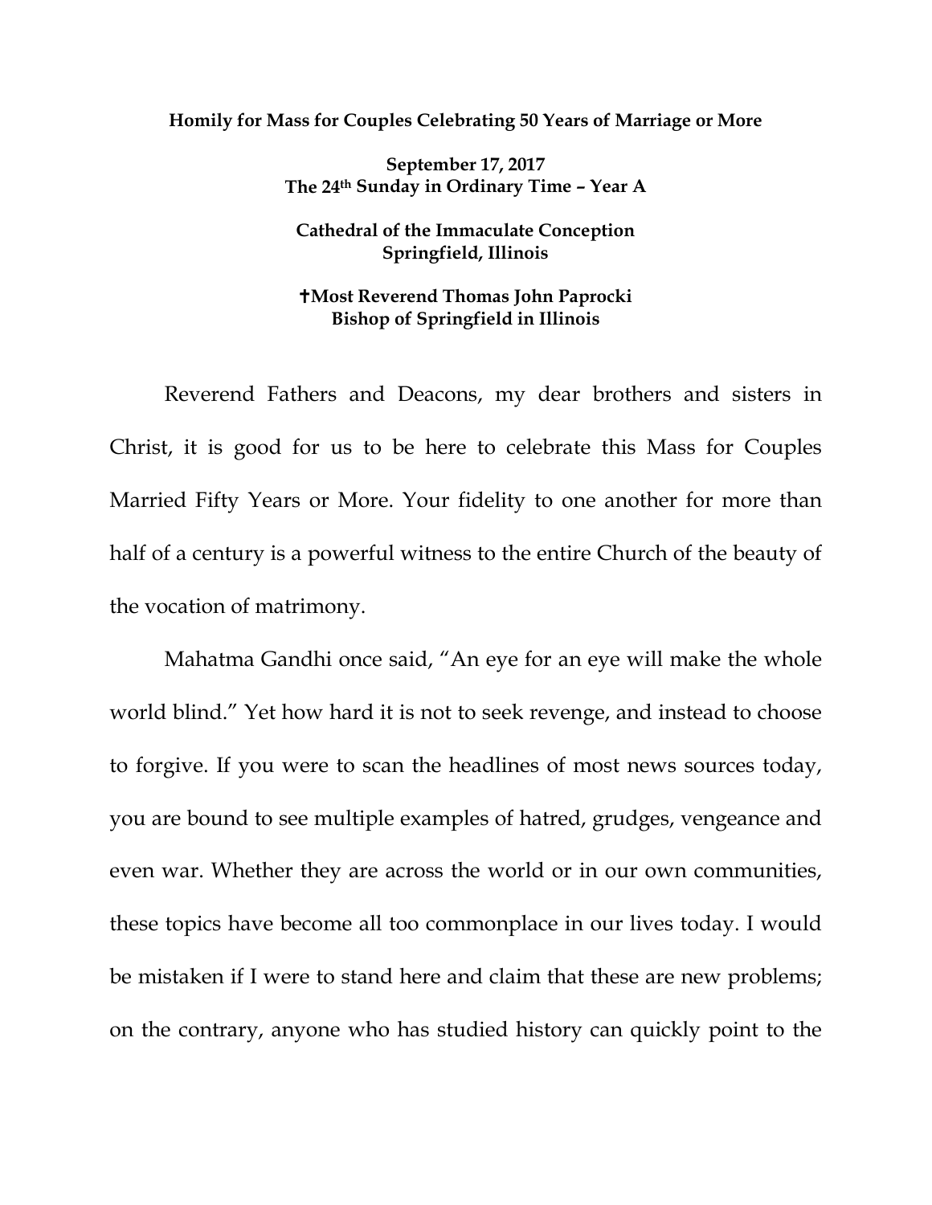**Homily for Mass for Couples Celebrating 50 Years of Marriage or More**

**September 17, 2017**
**The 24th Sunday in Ordinary Time – Year A**

**Cathedral of the Immaculate Conception**
**Springfield, Illinois**

**✝Most Reverend Thomas John Paprocki**
**Bishop of Springfield in Illinois**

Reverend Fathers and Deacons, my dear brothers and sisters in Christ, it is good for us to be here to celebrate this Mass for Couples Married Fifty Years or More. Your fidelity to one another for more than half of a century is a powerful witness to the entire Church of the beauty of the vocation of matrimony.

Mahatma Gandhi once said, "An eye for an eye will make the whole world blind." Yet how hard it is not to seek revenge, and instead to choose to forgive. If you were to scan the headlines of most news sources today, you are bound to see multiple examples of hatred, grudges, vengeance and even war. Whether they are across the world or in our own communities, these topics have become all too commonplace in our lives today. I would be mistaken if I were to stand here and claim that these are new problems; on the contrary, anyone who has studied history can quickly point to the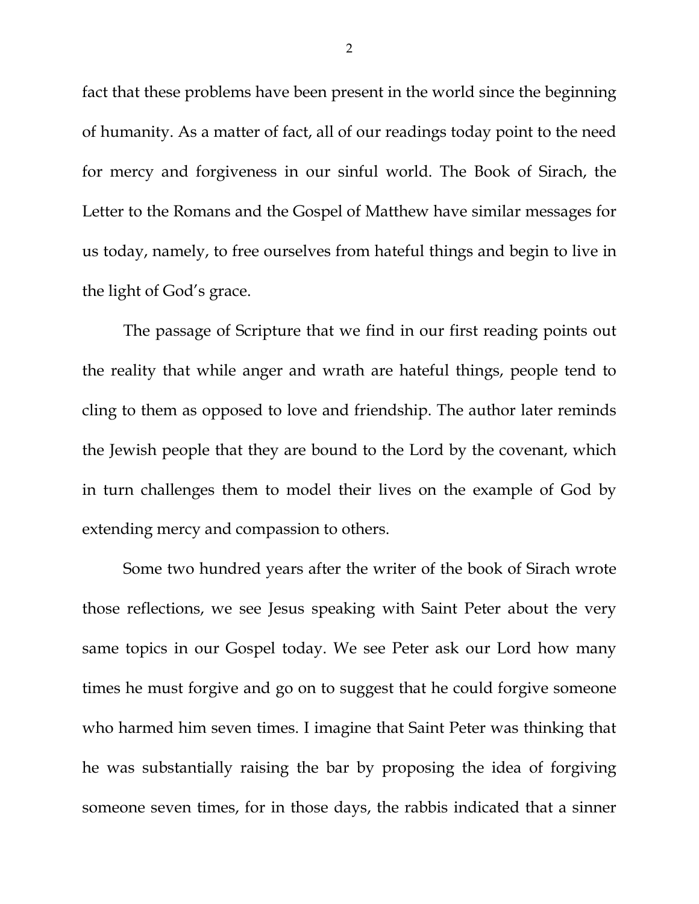fact that these problems have been present in the world since the beginning of humanity. As a matter of fact, all of our readings today point to the need for mercy and forgiveness in our sinful world. The Book of Sirach, the Letter to the Romans and the Gospel of Matthew have similar messages for us today, namely, to free ourselves from hateful things and begin to live in the light of God's grace.

The passage of Scripture that we find in our first reading points out the reality that while anger and wrath are hateful things, people tend to cling to them as opposed to love and friendship. The author later reminds the Jewish people that they are bound to the Lord by the covenant, which in turn challenges them to model their lives on the example of God by extending mercy and compassion to others.

Some two hundred years after the writer of the book of Sirach wrote those reflections, we see Jesus speaking with Saint Peter about the very same topics in our Gospel today. We see Peter ask our Lord how many times he must forgive and go on to suggest that he could forgive someone who harmed him seven times. I imagine that Saint Peter was thinking that he was substantially raising the bar by proposing the idea of forgiving someone seven times, for in those days, the rabbis indicated that a sinner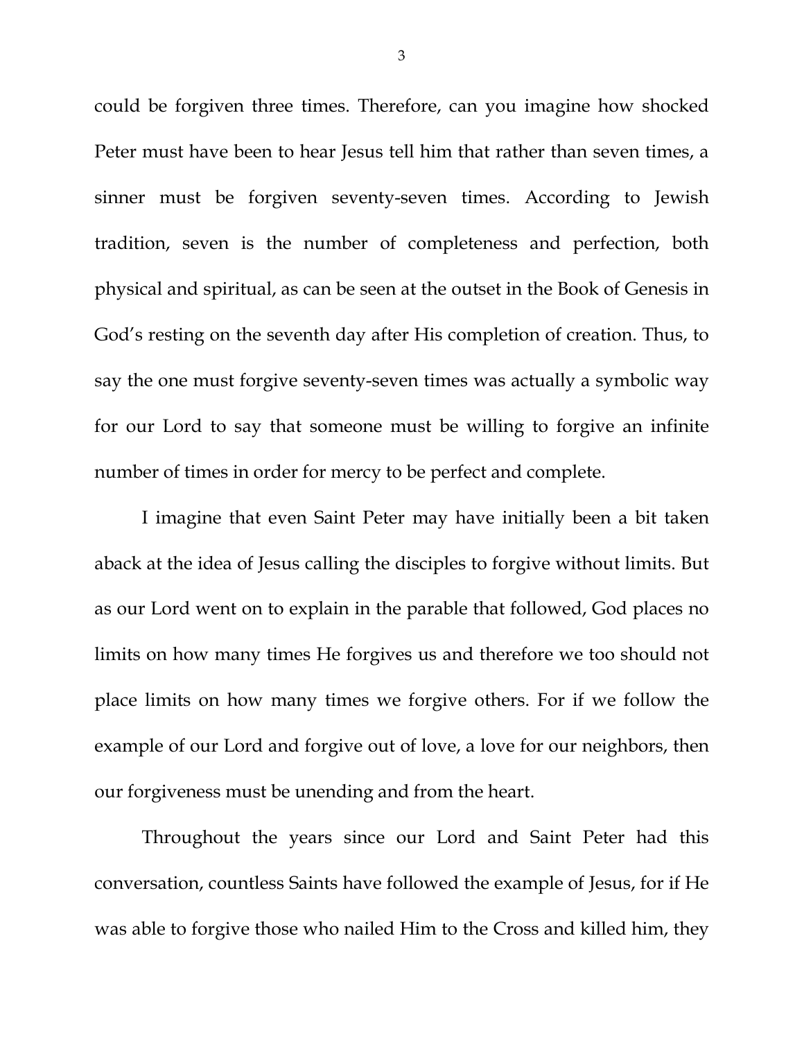could be forgiven three times. Therefore, can you imagine how shocked Peter must have been to hear Jesus tell him that rather than seven times, a sinner must be forgiven seventy-seven times. According to Jewish tradition, seven is the number of completeness and perfection, both physical and spiritual, as can be seen at the outset in the Book of Genesis in God's resting on the seventh day after His completion of creation. Thus, to say the one must forgive seventy-seven times was actually a symbolic way for our Lord to say that someone must be willing to forgive an infinite number of times in order for mercy to be perfect and complete.

I imagine that even Saint Peter may have initially been a bit taken aback at the idea of Jesus calling the disciples to forgive without limits. But as our Lord went on to explain in the parable that followed, God places no limits on how many times He forgives us and therefore we too should not place limits on how many times we forgive others. For if we follow the example of our Lord and forgive out of love, a love for our neighbors, then our forgiveness must be unending and from the heart.

Throughout the years since our Lord and Saint Peter had this conversation, countless Saints have followed the example of Jesus, for if He was able to forgive those who nailed Him to the Cross and killed him, they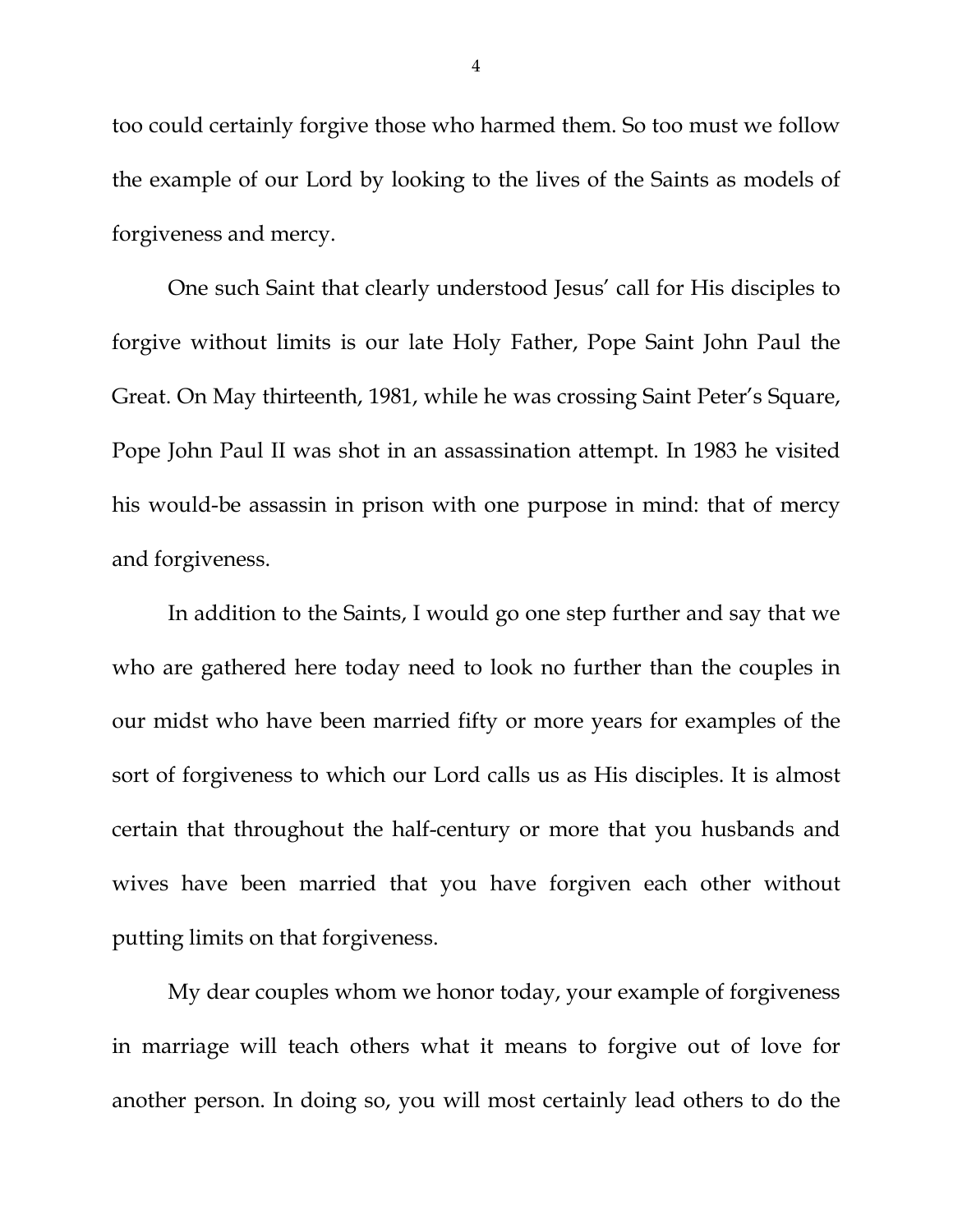too could certainly forgive those who harmed them. So too must we follow the example of our Lord by looking to the lives of the Saints as models of forgiveness and mercy.

One such Saint that clearly understood Jesus' call for His disciples to forgive without limits is our late Holy Father, Pope Saint John Paul the Great. On May thirteenth, 1981, while he was crossing Saint Peter's Square, Pope John Paul II was shot in an assassination attempt. In 1983 he visited his would-be assassin in prison with one purpose in mind: that of mercy and forgiveness.

In addition to the Saints, I would go one step further and say that we who are gathered here today need to look no further than the couples in our midst who have been married fifty or more years for examples of the sort of forgiveness to which our Lord calls us as His disciples. It is almost certain that throughout the half-century or more that you husbands and wives have been married that you have forgiven each other without putting limits on that forgiveness.

My dear couples whom we honor today, your example of forgiveness in marriage will teach others what it means to forgive out of love for another person. In doing so, you will most certainly lead others to do the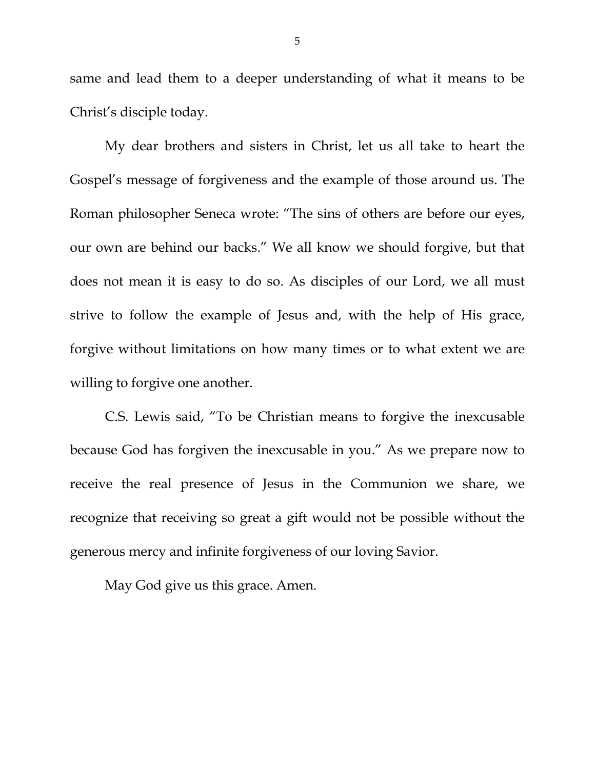same and lead them to a deeper understanding of what it means to be Christ's disciple today.

My dear brothers and sisters in Christ, let us all take to heart the Gospel's message of forgiveness and the example of those around us. The Roman philosopher Seneca wrote: "The sins of others are before our eyes, our own are behind our backs." We all know we should forgive, but that does not mean it is easy to do so. As disciples of our Lord, we all must strive to follow the example of Jesus and, with the help of His grace, forgive without limitations on how many times or to what extent we are willing to forgive one another.

C.S. Lewis said, "To be Christian means to forgive the inexcusable because God has forgiven the inexcusable in you." As we prepare now to receive the real presence of Jesus in the Communion we share, we recognize that receiving so great a gift would not be possible without the generous mercy and infinite forgiveness of our loving Savior.

May God give us this grace. Amen.